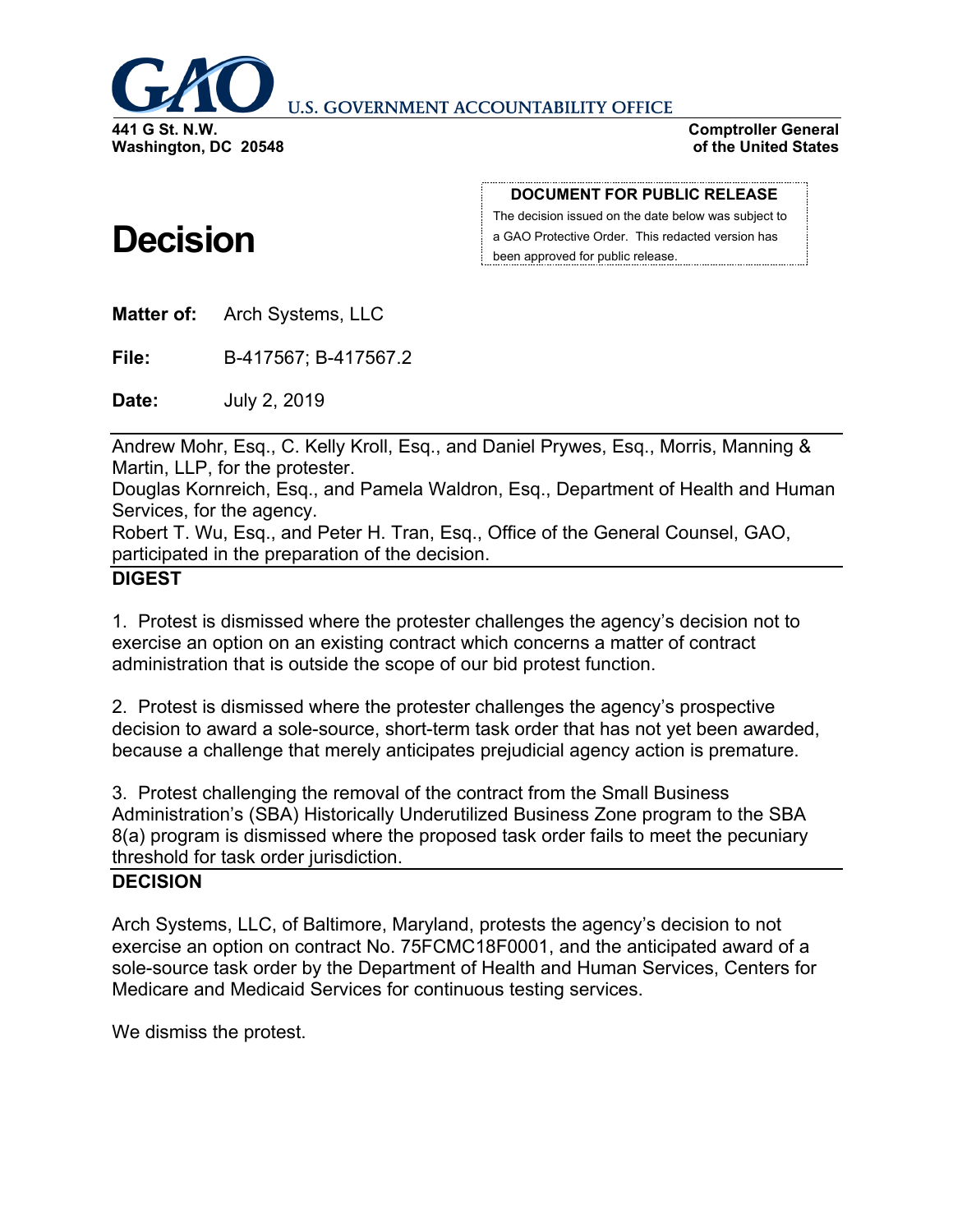**GAO U.S. GOVERNMENT ACCOUNTABILITY OFFICE**

**441 G St. N.W.**
**Washington, DC 20548**

**Comptroller General**
**of the United States**

**DOCUMENT FOR PUBLIC RELEASE**

The decision issued on the date below was subject to a GAO Protective Order. This redacted version has been approved for public release.

# Decision

**Matter of:** Arch Systems, LLC

**File:** B-417567; B-417567.2

**Date:** July 2, 2019

---

Andrew Mohr, Esq., C. Kelly Kroll, Esq., and Daniel Prywes, Esq., Morris, Manning & Martin, LLP, for the protester.
Douglas Kornreich, Esq., and Pamela Waldron, Esq., Department of Health and Human Services, for the agency.
Robert T. Wu, Esq., and Peter H. Tran, Esq., Office of the General Counsel, GAO, participated in the preparation of the decision.

---

**DIGEST**

1. Protest is dismissed where the protester challenges the agency's decision not to exercise an option on an existing contract which concerns a matter of contract administration that is outside the scope of our bid protest function.

2. Protest is dismissed where the protester challenges the agency's prospective decision to award a sole-source, short-term task order that has not yet been awarded, because a challenge that merely anticipates prejudicial agency action is premature.

3. Protest challenging the removal of the contract from the Small Business Administration's (SBA) Historically Underutilized Business Zone program to the SBA 8(a) program is dismissed where the proposed task order fails to meet the pecuniary threshold for task order jurisdiction.

---

**DECISION**

Arch Systems, LLC, of Baltimore, Maryland, protests the agency's decision to not exercise an option on contract No. 75FCMC18F0001, and the anticipated award of a sole-source task order by the Department of Health and Human Services, Centers for Medicare and Medicaid Services for continuous testing services.

We dismiss the protest.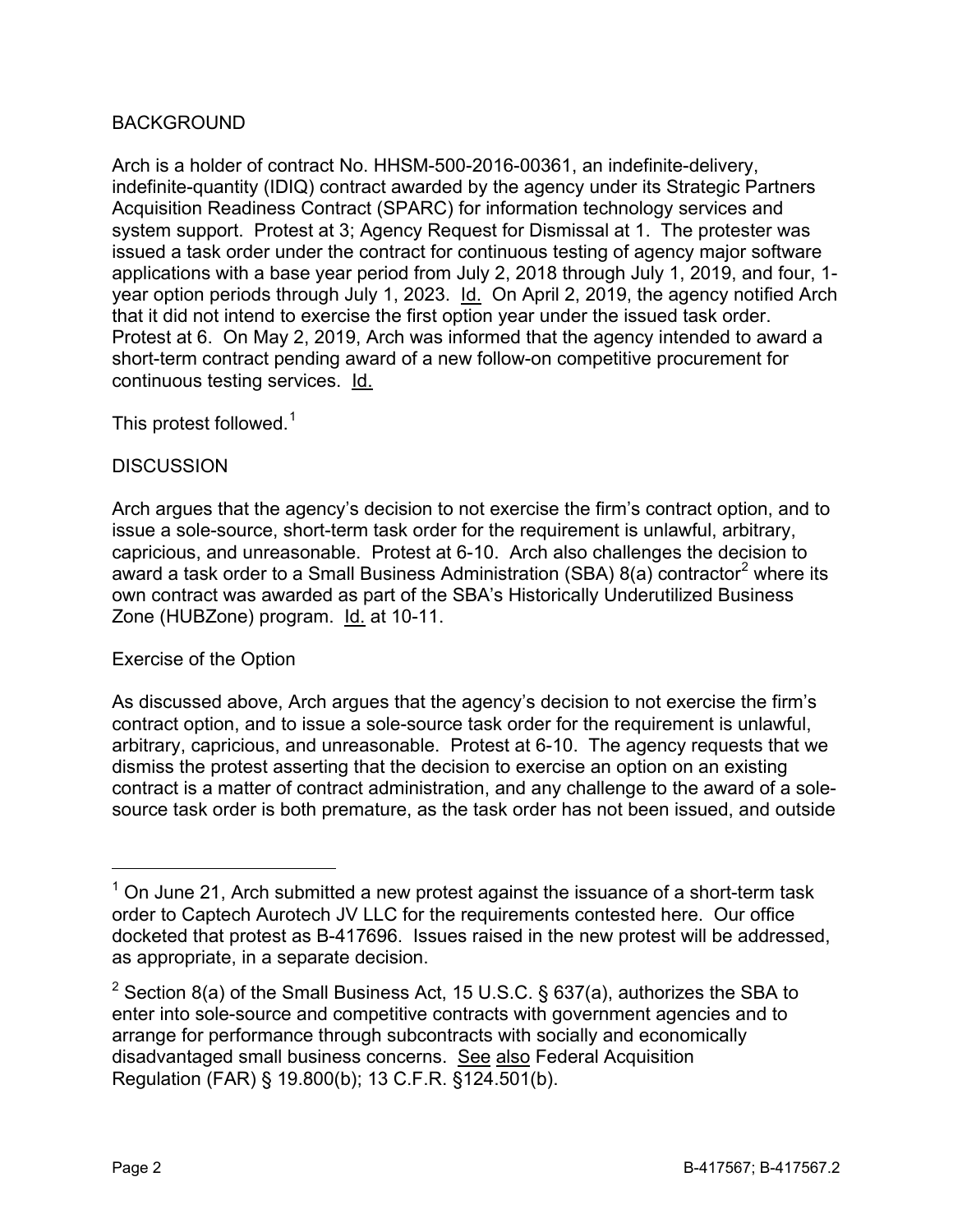## BACKGROUND

Arch is a holder of contract No. HHSM-500-2016-00361, an indefinite-delivery, indefinite-quantity (IDIQ) contract awarded by the agency under its Strategic Partners Acquisition Readiness Contract (SPARC) for information technology services and system support. Protest at 3; Agency Request for Dismissal at 1. The protester was issued a task order under the contract for continuous testing of agency major software applications with a base year period from July 2, 2018 through July 1, 2019, and four, 1-year option periods through July 1, 2023. Id. On April 2, 2019, the agency notified Arch that it did not intend to exercise the first option year under the issued task order. Protest at 6. On May 2, 2019, Arch was informed that the agency intended to award a short-term contract pending award of a new follow-on competitive procurement for continuous testing services. Id.

This protest followed.[1]

## DISCUSSION

Arch argues that the agency's decision to not exercise the firm's contract option, and to issue a sole-source, short-term task order for the requirement is unlawful, arbitrary, capricious, and unreasonable. Protest at 6-10. Arch also challenges the decision to award a task order to a Small Business Administration (SBA) 8(a) contractor[2] where its own contract was awarded as part of the SBA's Historically Underutilized Business Zone (HUBZone) program. Id. at 10-11.

### Exercise of the Option

As discussed above, Arch argues that the agency's decision to not exercise the firm's contract option, and to issue a sole-source task order for the requirement is unlawful, arbitrary, capricious, and unreasonable. Protest at 6-10. The agency requests that we dismiss the protest asserting that the decision to exercise an option on an existing contract is a matter of contract administration, and any challenge to the award of a sole-source task order is both premature, as the task order has not been issued, and outside

---

[1] On June 21, Arch submitted a new protest against the issuance of a short-term task order to Captech Aurotech JV LLC for the requirements contested here. Our office docketed that protest as B-417696. Issues raised in the new protest will be addressed, as appropriate, in a separate decision.

[2] Section 8(a) of the Small Business Act, 15 U.S.C. § 637(a), authorizes the SBA to enter into sole-source and competitive contracts with government agencies and to arrange for performance through subcontracts with socially and economically disadvantaged small business concerns. See also Federal Acquisition Regulation (FAR) § 19.800(b); 13 C.F.R. §124.501(b).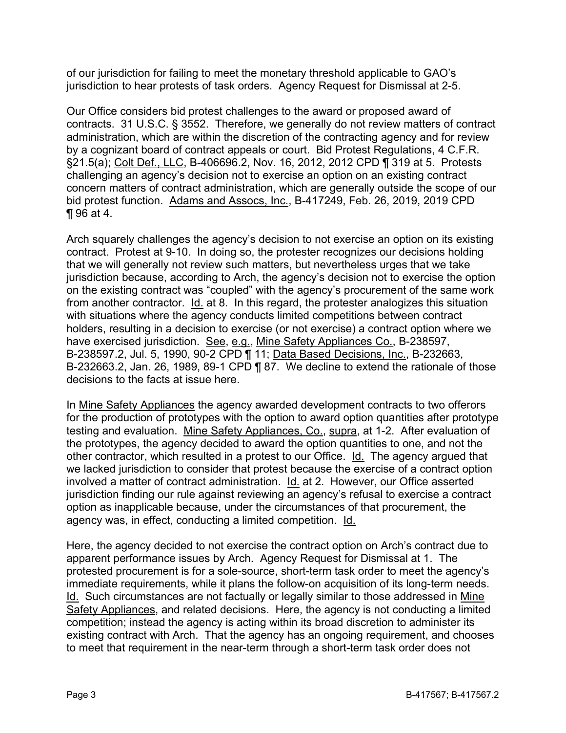of our jurisdiction for failing to meet the monetary threshold applicable to GAO's jurisdiction to hear protests of task orders. Agency Request for Dismissal at 2-5.

Our Office considers bid protest challenges to the award or proposed award of contracts. 31 U.S.C. § 3552. Therefore, we generally do not review matters of contract administration, which are within the discretion of the contracting agency and for review by a cognizant board of contract appeals or court. Bid Protest Regulations, 4 C.F.R. §21.5(a); Colt Def., LLC, B-406696.2, Nov. 16, 2012, 2012 CPD ¶ 319 at 5. Protests challenging an agency's decision not to exercise an option on an existing contract concern matters of contract administration, which are generally outside the scope of our bid protest function. Adams and Assocs, Inc., B-417249, Feb. 26, 2019, 2019 CPD ¶ 96 at 4.

Arch squarely challenges the agency's decision to not exercise an option on its existing contract. Protest at 9-10. In doing so, the protester recognizes our decisions holding that we will generally not review such matters, but nevertheless urges that we take jurisdiction because, according to Arch, the agency's decision not to exercise the option on the existing contract was "coupled" with the agency's procurement of the same work from another contractor. Id. at 8. In this regard, the protester analogizes this situation with situations where the agency conducts limited competitions between contract holders, resulting in a decision to exercise (or not exercise) a contract option where we have exercised jurisdiction. See, e.g., Mine Safety Appliances Co., B-238597, B-238597.2, Jul. 5, 1990, 90-2 CPD ¶ 11; Data Based Decisions, Inc., B-232663, B-232663.2, Jan. 26, 1989, 89-1 CPD ¶ 87. We decline to extend the rationale of those decisions to the facts at issue here.

In Mine Safety Appliances the agency awarded development contracts to two offerors for the production of prototypes with the option to award option quantities after prototype testing and evaluation. Mine Safety Appliances, Co., supra, at 1-2. After evaluation of the prototypes, the agency decided to award the option quantities to one, and not the other contractor, which resulted in a protest to our Office. Id. The agency argued that we lacked jurisdiction to consider that protest because the exercise of a contract option involved a matter of contract administration. Id. at 2. However, our Office asserted jurisdiction finding our rule against reviewing an agency's refusal to exercise a contract option as inapplicable because, under the circumstances of that procurement, the agency was, in effect, conducting a limited competition. Id.

Here, the agency decided to not exercise the contract option on Arch's contract due to apparent performance issues by Arch. Agency Request for Dismissal at 1. The protested procurement is for a sole-source, short-term task order to meet the agency's immediate requirements, while it plans the follow-on acquisition of its long-term needs. Id. Such circumstances are not factually or legally similar to those addressed in Mine Safety Appliances, and related decisions. Here, the agency is not conducting a limited competition; instead the agency is acting within its broad discretion to administer its existing contract with Arch. That the agency has an ongoing requirement, and chooses to meet that requirement in the near-term through a short-term task order does not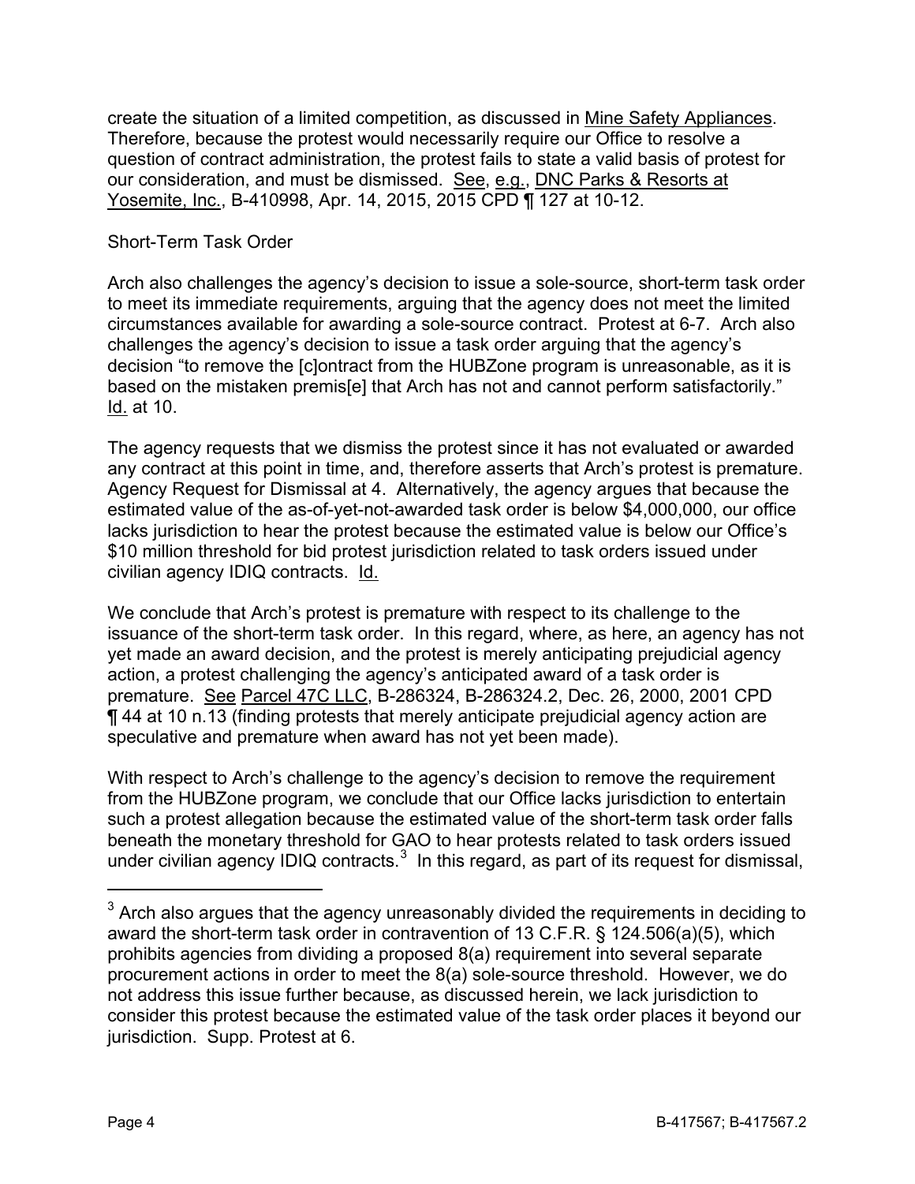create the situation of a limited competition, as discussed in Mine Safety Appliances. Therefore, because the protest would necessarily require our Office to resolve a question of contract administration, the protest fails to state a valid basis of protest for our consideration, and must be dismissed. See, e.g., DNC Parks & Resorts at Yosemite, Inc., B-410998, Apr. 14, 2015, 2015 CPD ¶ 127 at 10-12.

Short-Term Task Order

Arch also challenges the agency's decision to issue a sole-source, short-term task order to meet its immediate requirements, arguing that the agency does not meet the limited circumstances available for awarding a sole-source contract. Protest at 6-7. Arch also challenges the agency's decision to issue a task order arguing that the agency's decision "to remove the [c]ontract from the HUBZone program is unreasonable, as it is based on the mistaken premis[e] that Arch has not and cannot perform satisfactorily." Id. at 10.

The agency requests that we dismiss the protest since it has not evaluated or awarded any contract at this point in time, and, therefore asserts that Arch's protest is premature. Agency Request for Dismissal at 4. Alternatively, the agency argues that because the estimated value of the as-of-yet-not-awarded task order is below $4,000,000, our office lacks jurisdiction to hear the protest because the estimated value is below our Office's $10 million threshold for bid protest jurisdiction related to task orders issued under civilian agency IDIQ contracts. Id.

We conclude that Arch's protest is premature with respect to its challenge to the issuance of the short-term task order. In this regard, where, as here, an agency has not yet made an award decision, and the protest is merely anticipating prejudicial agency action, a protest challenging the agency's anticipated award of a task order is premature. See Parcel 47C LLC, B-286324, B-286324.2, Dec. 26, 2000, 2001 CPD ¶ 44 at 10 n.13 (finding protests that merely anticipate prejudicial agency action are speculative and premature when award has not yet been made).

With respect to Arch's challenge to the agency's decision to remove the requirement from the HUBZone program, we conclude that our Office lacks jurisdiction to entertain such a protest allegation because the estimated value of the short-term task order falls beneath the monetary threshold for GAO to hear protests related to task orders issued under civilian agency IDIQ contracts.[3] In this regard, as part of its request for dismissal,

[3] Arch also argues that the agency unreasonably divided the requirements in deciding to award the short-term task order in contravention of 13 C.F.R. § 124.506(a)(5), which prohibits agencies from dividing a proposed 8(a) requirement into several separate procurement actions in order to meet the 8(a) sole-source threshold. However, we do not address this issue further because, as discussed herein, we lack jurisdiction to consider this protest because the estimated value of the task order places it beyond our jurisdiction. Supp. Protest at 6.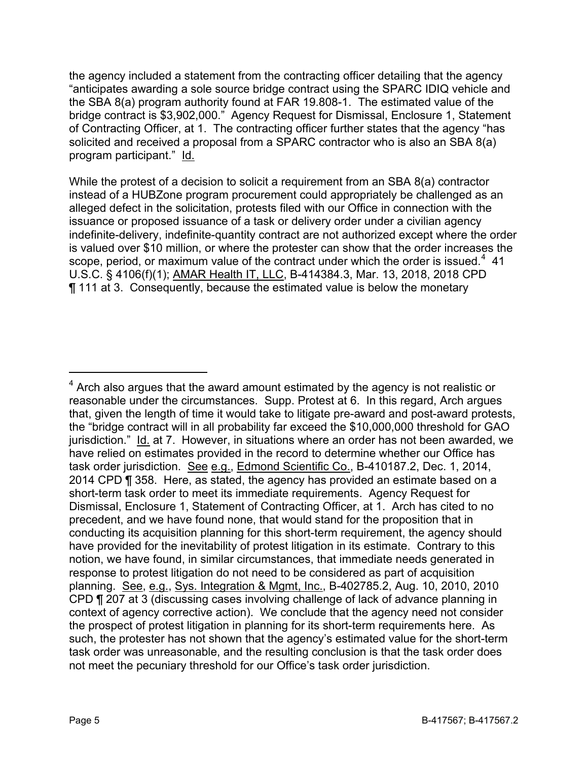the agency included a statement from the contracting officer detailing that the agency "anticipates awarding a sole source bridge contract using the SPARC IDIQ vehicle and the SBA 8(a) program authority found at FAR 19.808-1. The estimated value of the bridge contract is $3,902,000." Agency Request for Dismissal, Enclosure 1, Statement of Contracting Officer, at 1. The contracting officer further states that the agency "has solicited and received a proposal from a SPARC contractor who is also an SBA 8(a) program participant." Id.

While the protest of a decision to solicit a requirement from an SBA 8(a) contractor instead of a HUBZone program procurement could appropriately be challenged as an alleged defect in the solicitation, protests filed with our Office in connection with the issuance or proposed issuance of a task or delivery order under a civilian agency indefinite-delivery, indefinite-quantity contract are not authorized except where the order is valued over $10 million, or where the protester can show that the order increases the scope, period, or maximum value of the contract under which the order is issued.[4] 41 U.S.C. § 4106(f)(1); AMAR Health IT, LLC, B-414384.3, Mar. 13, 2018, 2018 CPD ¶ 111 at 3. Consequently, because the estimated value is below the monetary

---

[4] Arch also argues that the award amount estimated by the agency is not realistic or reasonable under the circumstances. Supp. Protest at 6. In this regard, Arch argues that, given the length of time it would take to litigate pre-award and post-award protests, the "bridge contract will in all probability far exceed the $10,000,000 threshold for GAO jurisdiction." Id. at 7. However, in situations where an order has not been awarded, we have relied on estimates provided in the record to determine whether our Office has task order jurisdiction. See e.g., Edmond Scientific Co., B-410187.2, Dec. 1, 2014, 2014 CPD ¶ 358. Here, as stated, the agency has provided an estimate based on a short-term task order to meet its immediate requirements. Agency Request for Dismissal, Enclosure 1, Statement of Contracting Officer, at 1. Arch has cited to no precedent, and we have found none, that would stand for the proposition that in conducting its acquisition planning for this short-term requirement, the agency should have provided for the inevitability of protest litigation in its estimate. Contrary to this notion, we have found, in similar circumstances, that immediate needs generated in response to protest litigation do not need to be considered as part of acquisition planning. See, e.g., Sys. Integration & Mgmt, Inc., B-402785.2, Aug. 10, 2010, 2010 CPD ¶ 207 at 3 (discussing cases involving challenge of lack of advance planning in context of agency corrective action). We conclude that the agency need not consider the prospect of protest litigation in planning for its short-term requirements here. As such, the protester has not shown that the agency's estimated value for the short-term task order was unreasonable, and the resulting conclusion is that the task order does not meet the pecuniary threshold for our Office's task order jurisdiction.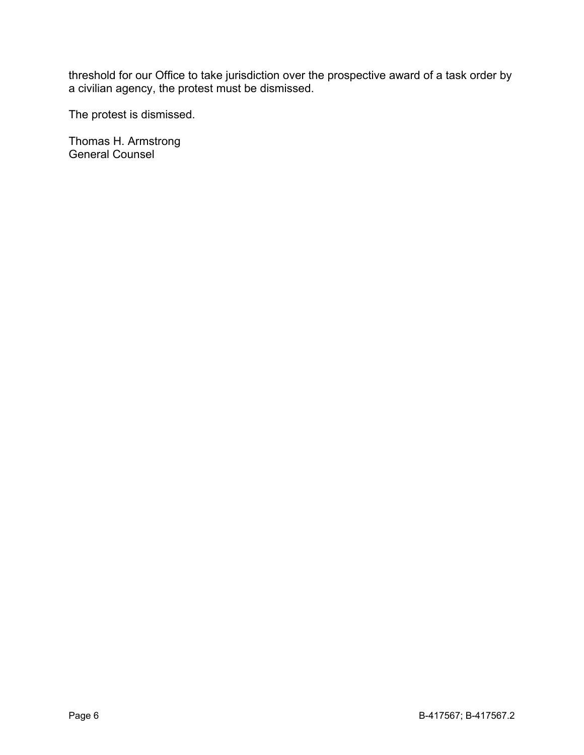threshold for our Office to take jurisdiction over the prospective award of a task order by a civilian agency, the protest must be dismissed.

The protest is dismissed.

Thomas H. Armstrong
General Counsel